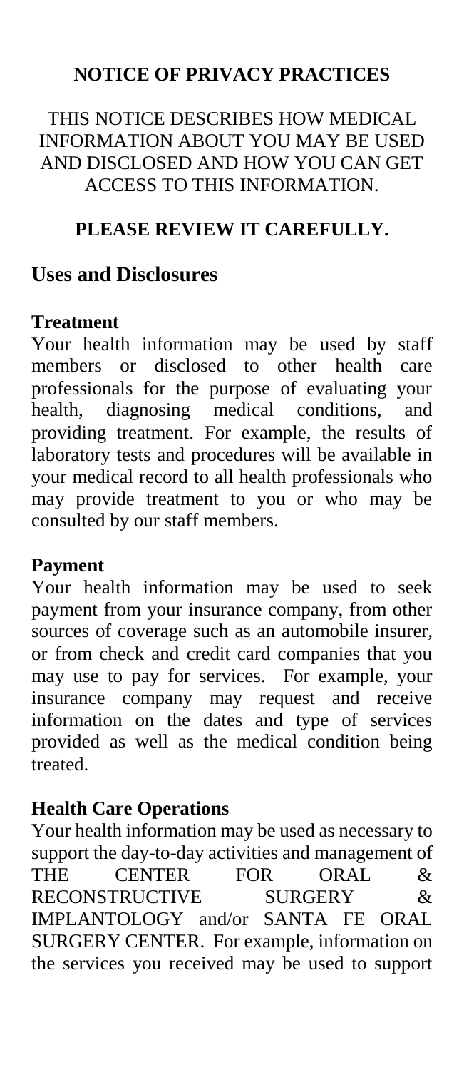# NOTICE OF PRIVACY PRACTICES

THIS NOTICE DESCRIBES HOW MEDICAL INFORMATION ABOUT YOU MAY BE USED AND DISCLOSED AND HOW YOU CAN GET ACCESS TO THIS INFORMATION.

**PLEASE REVIEW IT CAREFULLY.**

## Uses and Disclosures

### Treatment

Your health information may be used by staff members or disclosed to other health care professionals for the purpose of evaluating your health, diagnosing medical conditions, and providing treatment. For example, the results of laboratory tests and procedures will be available in your medical record to all health professionals who may provide treatment to you or who may be consulted by our staff members.

### Payment

Your health information may be used to seek payment from your insurance company, from other sources of coverage such as an automobile insurer, or from check and credit card companies that you may use to pay for services. For example, your insurance company may request and receive information on the dates and type of services provided as well as the medical condition being treated.

### Health Care Operations

Your health information may be used as necessary to support the day-to-day activities and management of THE CENTER FOR ORAL & RECONSTRUCTIVE SURGERY & IMPLANTOLOGY and/or SANTA FE ORAL SURGERY CENTER. For example, information on the services you received may be used to support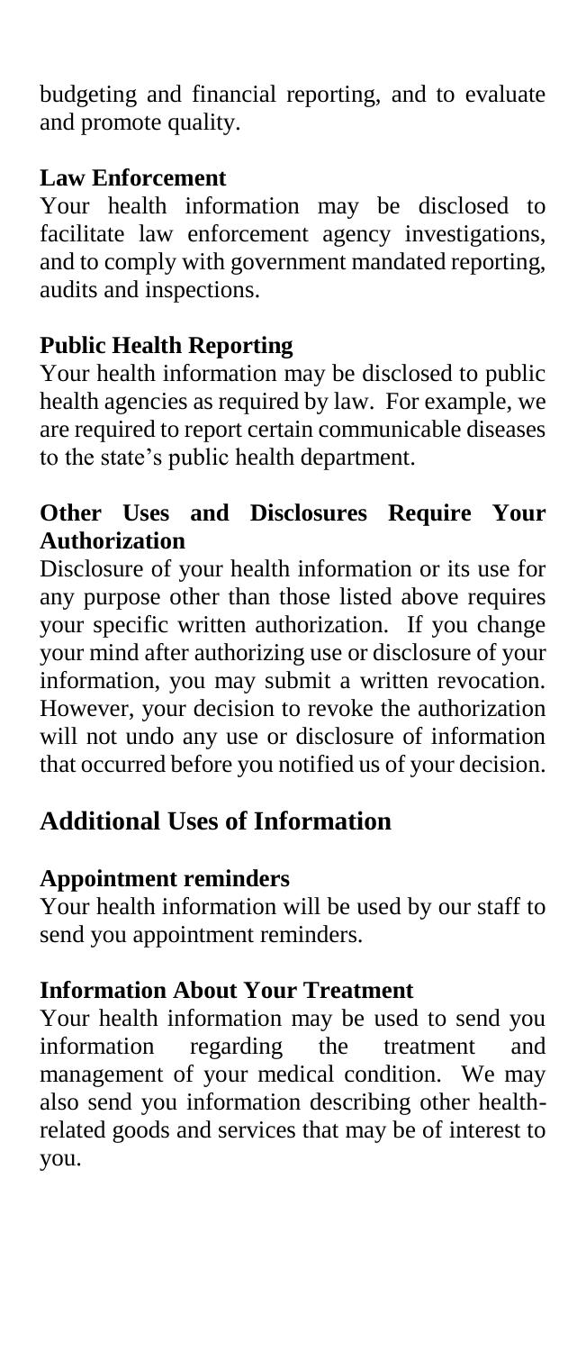budgeting and financial reporting, and to evaluate and promote quality.

### Law Enforcement

Your health information may be disclosed to facilitate law enforcement agency investigations, and to comply with government mandated reporting, audits and inspections.

### Public Health Reporting

Your health information may be disclosed to public health agencies as required by law. For example, we are required to report certain communicable diseases to the state's public health department.

### Other Uses and Disclosures Require Your Authorization

Disclosure of your health information or its use for any purpose other than those listed above requires your specific written authorization. If you change your mind after authorizing use or disclosure of your information, you may submit a written revocation. However, your decision to revoke the authorization will not undo any use or disclosure of information that occurred before you notified us of your decision.

## Additional Uses of Information

### Appointment reminders

Your health information will be used by our staff to send you appointment reminders.

### Information About Your Treatment

Your health information may be used to send you information regarding the treatment and management of your medical condition. We may also send you information describing other health-related goods and services that may be of interest to you.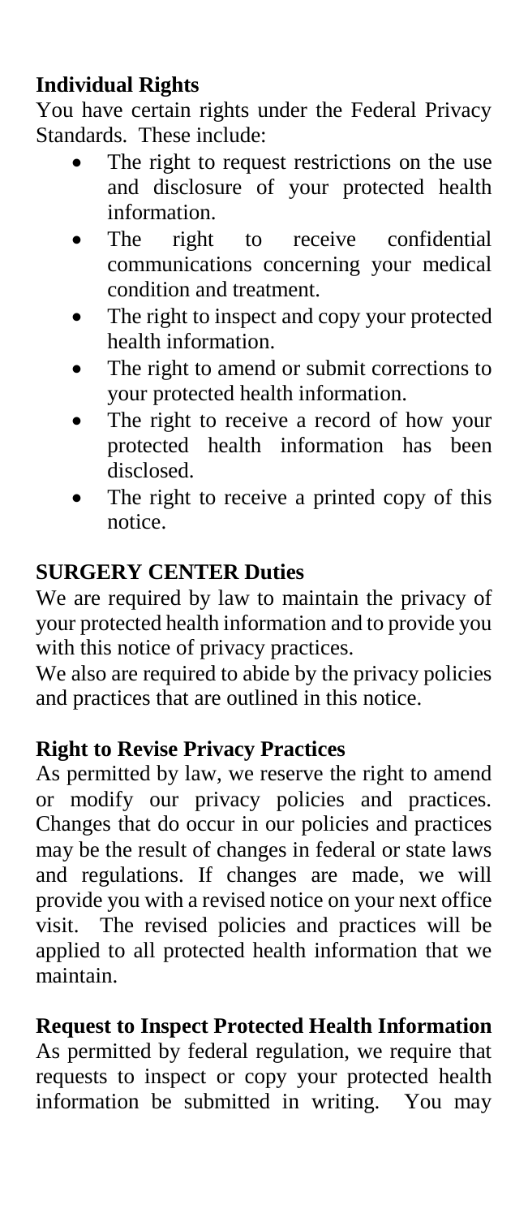## Individual Rights

You have certain rights under the Federal Privacy Standards. These include:

- The right to request restrictions on the use and disclosure of your protected health information.
- The right to receive confidential communications concerning your medical condition and treatment.
- The right to inspect and copy your protected health information.
- The right to amend or submit corrections to your protected health information.
- The right to receive a record of how your protected health information has been disclosed.
- The right to receive a printed copy of this notice.

## SURGERY CENTER Duties

We are required by law to maintain the privacy of your protected health information and to provide you with this notice of privacy practices.

We also are required to abide by the privacy policies and practices that are outlined in this notice.

## Right to Revise Privacy Practices

As permitted by law, we reserve the right to amend or modify our privacy policies and practices. Changes that do occur in our policies and practices may be the result of changes in federal or state laws and regulations. If changes are made, we will provide you with a revised notice on your next office visit. The revised policies and practices will be applied to all protected health information that we maintain.

## Request to Inspect Protected Health Information

As permitted by federal regulation, we require that requests to inspect or copy your protected health information be submitted in writing. You may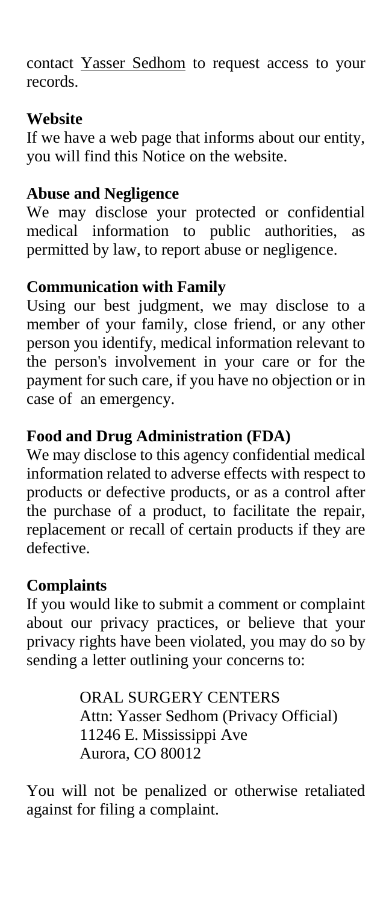contact Yasser Sedhom to request access to your records.

**Website**

If we have a web page that informs about our entity, you will find this Notice on the website.

**Abuse and Negligence**

We may disclose your protected or confidential medical information to public authorities, as permitted by law, to report abuse or negligence.

**Communication with Family**

Using our best judgment, we may disclose to a member of your family, close friend, or any other person you identify, medical information relevant to the person's involvement in your care or for the payment for such care, if you have no objection or in case of an emergency.

**Food and Drug Administration (FDA)**

We may disclose to this agency confidential medical information related to adverse effects with respect to products or defective products, or as a control after the purchase of a product, to facilitate the repair, replacement or recall of certain products if they are defective.

**Complaints**

If you would like to submit a comment or complaint about our privacy practices, or believe that your privacy rights have been violated, you may do so by sending a letter outlining your concerns to:

ORAL SURGERY CENTERS
Attn: Yasser Sedhom (Privacy Official)
11246 E. Mississippi Ave
Aurora, CO 80012

You will not be penalized or otherwise retaliated against for filing a complaint.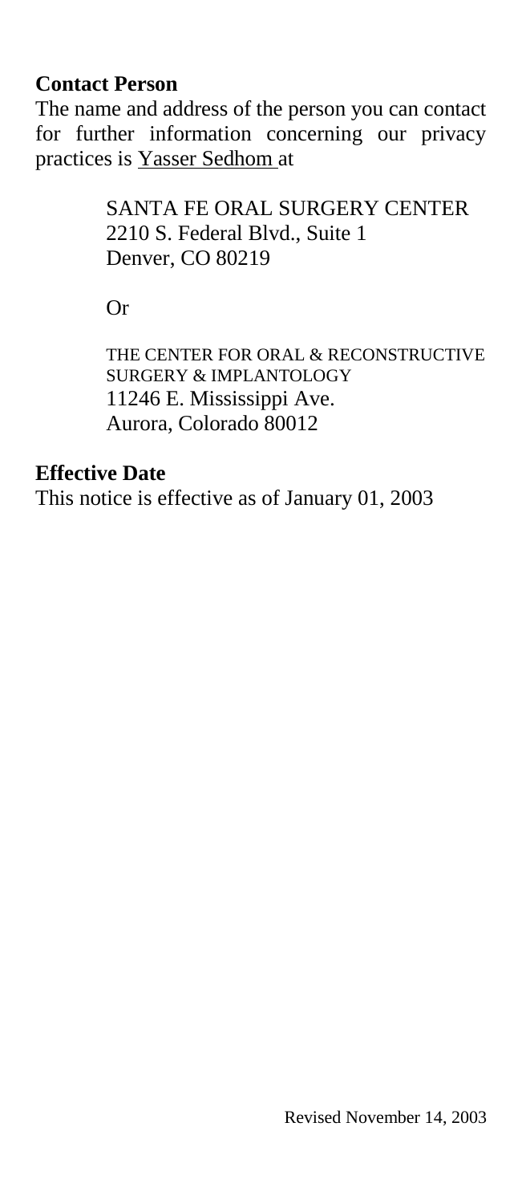**Contact Person**

The name and address of the person you can contact for further information concerning our privacy practices is Yasser Sedhom at

SANTA FE ORAL SURGERY CENTER
2210 S. Federal Blvd., Suite 1
Denver, CO 80219

Or

THE CENTER FOR ORAL & RECONSTRUCTIVE SURGERY & IMPLANTOLOGY
11246 E. Mississippi Ave.
Aurora, Colorado 80012

**Effective Date**

This notice is effective as of January 01, 2003

Revised November 14, 2003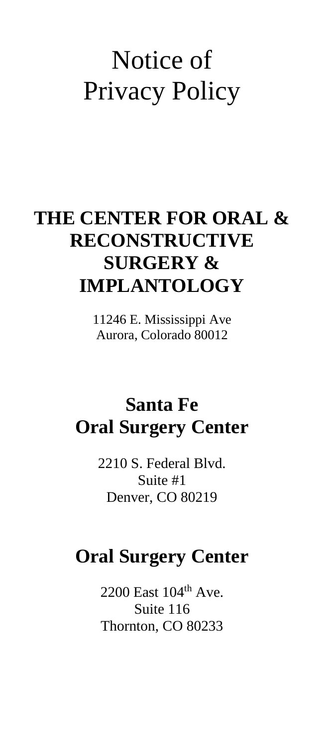# Notice of Privacy Policy

## THE CENTER FOR ORAL & RECONSTRUCTIVE SURGERY & IMPLANTOLOGY

11246 E. Mississippi Ave
Aurora, Colorado 80012

## Santa Fe Oral Surgery Center

2210 S. Federal Blvd.
Suite #1
Denver, CO 80219

## Oral Surgery Center

2200 East 104th Ave.
Suite 116
Thornton, CO 80233